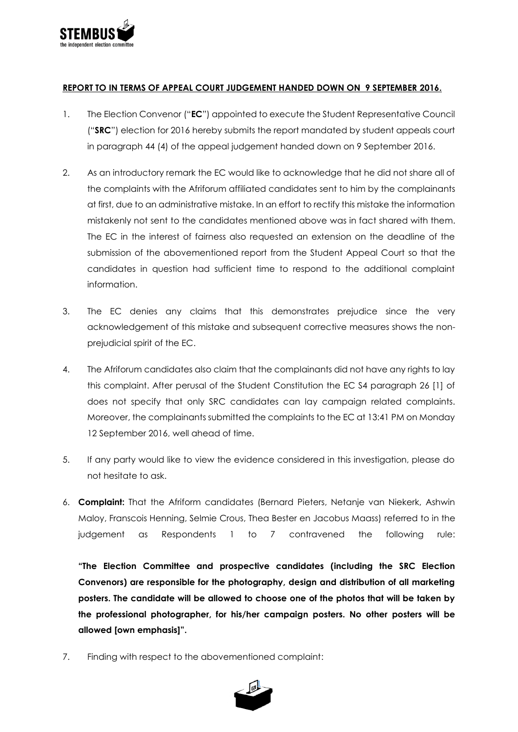**REPORT TO IN TERMS OF APPEAL COURT JUDGEMENT HANDED DOWN ON 9 SEPTEMBER 2016.**

1. The Election Convenor ("**EC**") appointed to execute the Student Representative Council ("**SRC**") election for 2016 hereby submits the report mandated by student appeals court in paragraph 44 (4) of the appeal judgement handed down on 9 September 2016.

2. As an introductory remark the EC would like to acknowledge that he did not share all of the complaints with the Afriforum affiliated candidates sent to him by the complainants at first, due to an administrative mistake. In an effort to rectify this mistake the information mistakenly not sent to the candidates mentioned above was in fact shared with them. The EC in the interest of fairness also requested an extension on the deadline of the submission of the abovementioned report from the Student Appeal Court so that the candidates in question had sufficient time to respond to the additional complaint information.

3. The EC denies any claims that this demonstrates prejudice since the very acknowledgement of this mistake and subsequent corrective measures shows the non-prejudicial spirit of the EC.

4. The Afriforum candidates also claim that the complainants did not have any rights to lay this complaint. After perusal of the Student Constitution the EC S4 paragraph 26 [1] of does not specify that only SRC candidates can lay campaign related complaints. Moreover, the complainants submitted the complaints to the EC at 13:41 PM on Monday 12 September 2016, well ahead of time.

5. If any party would like to view the evidence considered in this investigation, please do not hesitate to ask.

6. **Complaint:** That the Afriform candidates (Bernard Pieters, Netanje van Niekerk, Ashwin Maloy, Franscois Henning, Selmie Crous, Thea Bester en Jacobus Maass) referred to in the judgement as Respondents 1 to 7 contravened the following rule:

   **"The Election Committee and prospective candidates (including the SRC Election Convenors) are responsible for the photography, design and distribution of all marketing posters. The candidate will be allowed to choose one of the photos that will be taken by the professional photographer, for his/her campaign posters. No other posters will be allowed [own emphasis]".**

7. Finding with respect to the abovementioned complaint: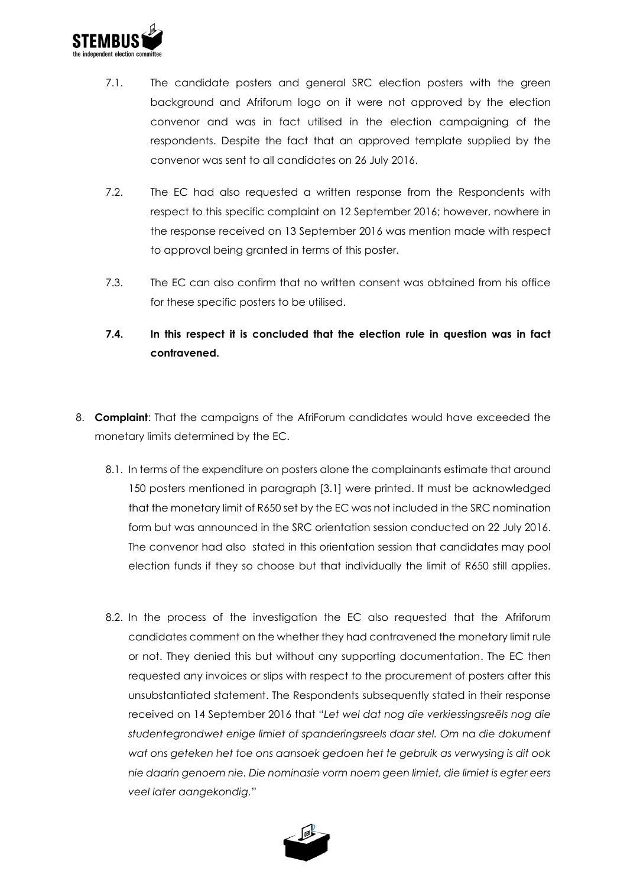7.1. The candidate posters and general SRC election posters with the green background and Afriforum logo on it were not approved by the election convenor and was in fact utilised in the election campaigning of the respondents. Despite the fact that an approved template supplied by the convenor was sent to all candidates on 26 July 2016.

7.2. The EC had also requested a written response from the Respondents with respect to this specific complaint on 12 September 2016; however, nowhere in the response received on 13 September 2016 was mention made with respect to approval being granted in terms of this poster.

7.3. The EC can also confirm that no written consent was obtained from his office for these specific posters to be utilised.

**7.4. In this respect it is concluded that the election rule in question was in fact contravened.**

8. **Complaint**: That the campaigns of the AfriForum candidates would have exceeded the monetary limits determined by the EC.

   8.1. In terms of the expenditure on posters alone the complainants estimate that around 150 posters mentioned in paragraph [3.1] were printed. It must be acknowledged that the monetary limit of R650 set by the EC was not included in the SRC nomination form but was announced in the SRC orientation session conducted on 22 July 2016. The convenor had also stated in this orientation session that candidates may pool election funds if they so choose but that individually the limit of R650 still applies.

   8.2. In the process of the investigation the EC also requested that the Afriforum candidates comment on the whether they had contravened the monetary limit rule or not. They denied this but without any supporting documentation. The EC then requested any invoices or slips with respect to the procurement of posters after this unsubstantiated statement. The Respondents subsequently stated in their response received on 14 September 2016 that "*Let wel dat nog die verkiessingsreëls nog die studentegrondwet enige limiet of spanderingsreels daar stel. Om na die dokument wat ons geteken het toe ons aansoek gedoen het te gebruik as verwysing is dit ook nie daarin genoem nie. Die nominasie vorm noem geen limiet, die limiet is egter eers veel later aangekondig.*"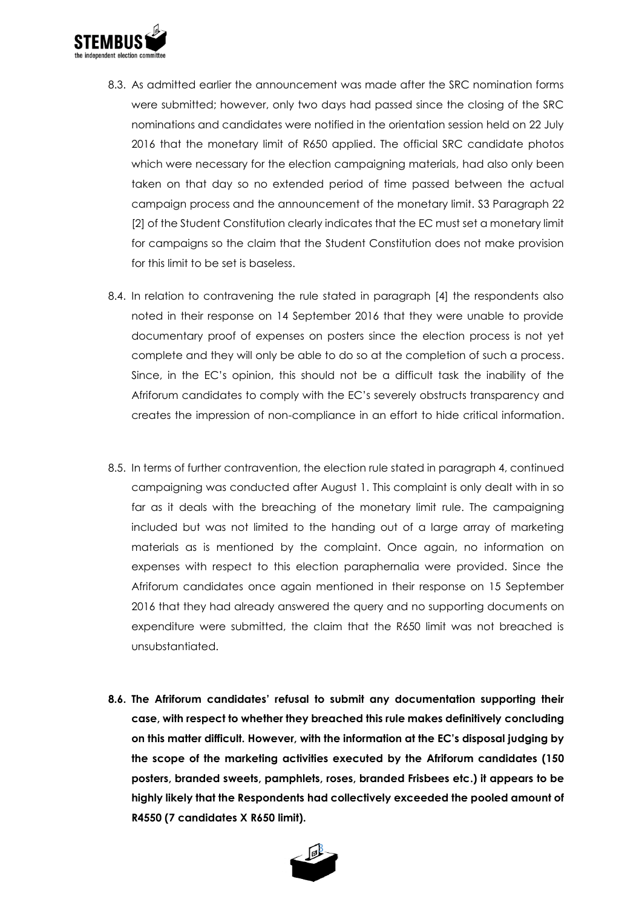8.3. As admitted earlier the announcement was made after the SRC nomination forms were submitted; however, only two days had passed since the closing of the SRC nominations and candidates were notified in the orientation session held on 22 July 2016 that the monetary limit of R650 applied. The official SRC candidate photos which were necessary for the election campaigning materials, had also only been taken on that day so no extended period of time passed between the actual campaign process and the announcement of the monetary limit. S3 Paragraph 22 [2] of the Student Constitution clearly indicates that the EC must set a monetary limit for campaigns so the claim that the Student Constitution does not make provision for this limit to be set is baseless.

8.4. In relation to contravening the rule stated in paragraph [4] the respondents also noted in their response on 14 September 2016 that they were unable to provide documentary proof of expenses on posters since the election process is not yet complete and they will only be able to do so at the completion of such a process. Since, in the EC's opinion, this should not be a difficult task the inability of the Afriforum candidates to comply with the EC's severely obstructs transparency and creates the impression of non-compliance in an effort to hide critical information.

8.5. In terms of further contravention, the election rule stated in paragraph 4, continued campaigning was conducted after August 1. This complaint is only dealt with in so far as it deals with the breaching of the monetary limit rule. The campaigning included but was not limited to the handing out of a large array of marketing materials as is mentioned by the complaint. Once again, no information on expenses with respect to this election paraphernalia were provided. Since the Afriforum candidates once again mentioned in their response on 15 September 2016 that they had already answered the query and no supporting documents on expenditure were submitted, the claim that the R650 limit was not breached is unsubstantiated.

**8.6. The Afriforum candidates' refusal to submit any documentation supporting their case, with respect to whether they breached this rule makes definitively concluding on this matter difficult. However, with the information at the EC's disposal judging by the scope of the marketing activities executed by the Afriforum candidates (150 posters, branded sweets, pamphlets, roses, branded Frisbees etc.) it appears to be highly likely that the Respondents had collectively exceeded the pooled amount of R4550 (7 candidates X R650 limit).**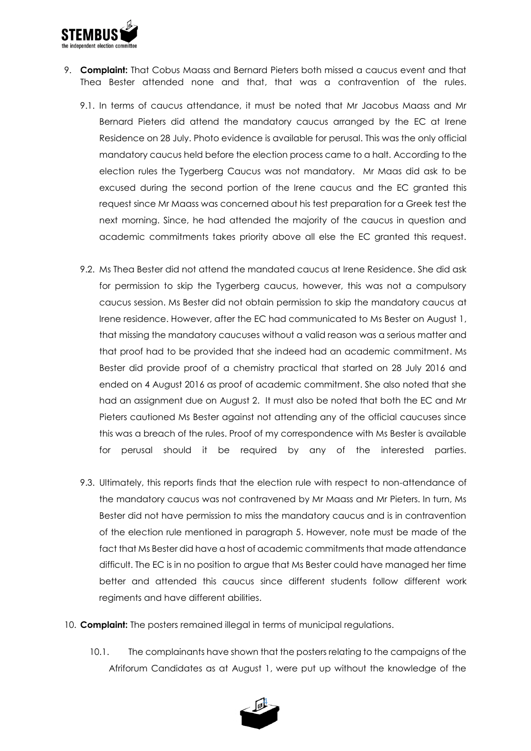9. **Complaint:** That Cobus Maass and Bernard Pieters both missed a caucus event and that Thea Bester attended none and that, that was a contravention of the rules.

   9.1. In terms of caucus attendance, it must be noted that Mr Jacobus Maass and Mr Bernard Pieters did attend the mandatory caucus arranged by the EC at Irene Residence on 28 July. Photo evidence is available for perusal. This was the only official mandatory caucus held before the election process came to a halt. According to the election rules the Tygerberg Caucus was not mandatory. Mr Maas did ask to be excused during the second portion of the Irene caucus and the EC granted this request since Mr Maass was concerned about his test preparation for a Greek test the next morning. Since, he had attended the majority of the caucus in question and academic commitments takes priority above all else the EC granted this request.

   9.2. Ms Thea Bester did not attend the mandated caucus at Irene Residence. She did ask for permission to skip the Tygerberg caucus, however, this was not a compulsory caucus session. Ms Bester did not obtain permission to skip the mandatory caucus at Irene residence. However, after the EC had communicated to Ms Bester on August 1, that missing the mandatory caucuses without a valid reason was a serious matter and that proof had to be provided that she indeed had an academic commitment. Ms Bester did provide proof of a chemistry practical that started on 28 July 2016 and ended on 4 August 2016 as proof of academic commitment. She also noted that she had an assignment due on August 2. It must also be noted that both the EC and Mr Pieters cautioned Ms Bester against not attending any of the official caucuses since this was a breach of the rules. Proof of my correspondence with Ms Bester is available for perusal should it be required by any of the interested parties.

   9.3. Ultimately, this reports finds that the election rule with respect to non-attendance of the mandatory caucus was not contravened by Mr Maass and Mr Pieters. In turn, Ms Bester did not have permission to miss the mandatory caucus and is in contravention of the election rule mentioned in paragraph 5. However, note must be made of the fact that Ms Bester did have a host of academic commitments that made attendance difficult. The EC is in no position to argue that Ms Bester could have managed her time better and attended this caucus since different students follow different work regiments and have different abilities.

10. **Complaint:** The posters remained illegal in terms of municipal regulations.

   10.1. The complainants have shown that the posters relating to the campaigns of the Afriforum Candidates as at August 1, were put up without the knowledge of the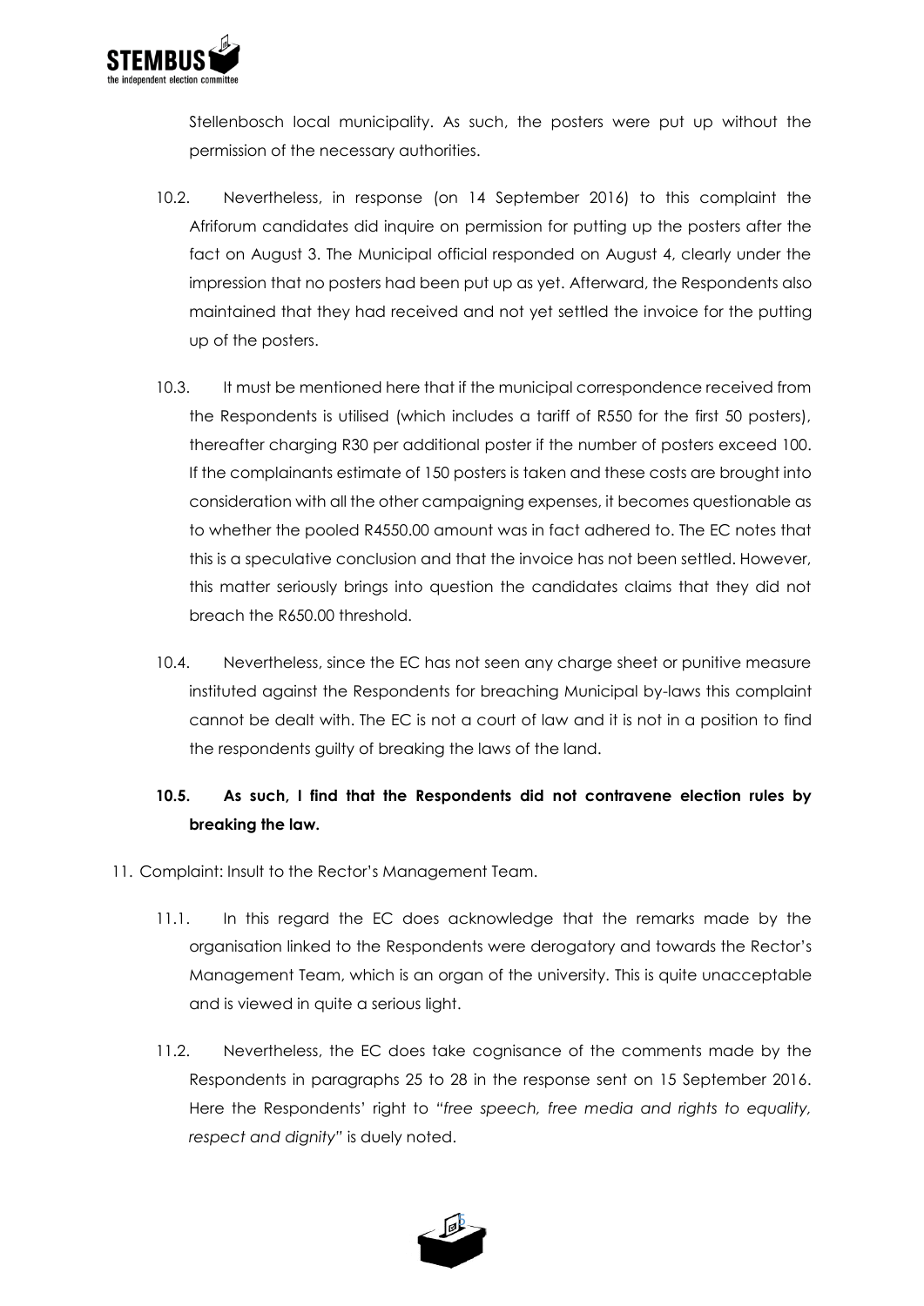Stellenbosch local municipality. As such, the posters were put up without the permission of the necessary authorities.

10.2. Nevertheless, in response (on 14 September 2016) to this complaint the Afriforum candidates did inquire on permission for putting up the posters after the fact on August 3. The Municipal official responded on August 4, clearly under the impression that no posters had been put up as yet. Afterward, the Respondents also maintained that they had received and not yet settled the invoice for the putting up of the posters.

10.3. It must be mentioned here that if the municipal correspondence received from the Respondents is utilised (which includes a tariff of R550 for the first 50 posters), thereafter charging R30 per additional poster if the number of posters exceed 100. If the complainants estimate of 150 posters is taken and these costs are brought into consideration with all the other campaigning expenses, it becomes questionable as to whether the pooled R4550.00 amount was in fact adhered to. The EC notes that this is a speculative conclusion and that the invoice has not been settled. However, this matter seriously brings into question the candidates claims that they did not breach the R650.00 threshold.

10.4. Nevertheless, since the EC has not seen any charge sheet or punitive measure instituted against the Respondents for breaching Municipal by-laws this complaint cannot be dealt with. The EC is not a court of law and it is not in a position to find the respondents guilty of breaking the laws of the land.

**10.5. As such, I find that the Respondents did not contravene election rules by breaking the law.**

11. Complaint: Insult to the Rector's Management Team.

11.1. In this regard the EC does acknowledge that the remarks made by the organisation linked to the Respondents were derogatory and towards the Rector's Management Team, which is an organ of the university. This is quite unacceptable and is viewed in quite a serious light.

11.2. Nevertheless, the EC does take cognisance of the comments made by the Respondents in paragraphs 25 to 28 in the response sent on 15 September 2016. Here the Respondents' right to "*free speech, free media and rights to equality, respect and dignity*" is duely noted.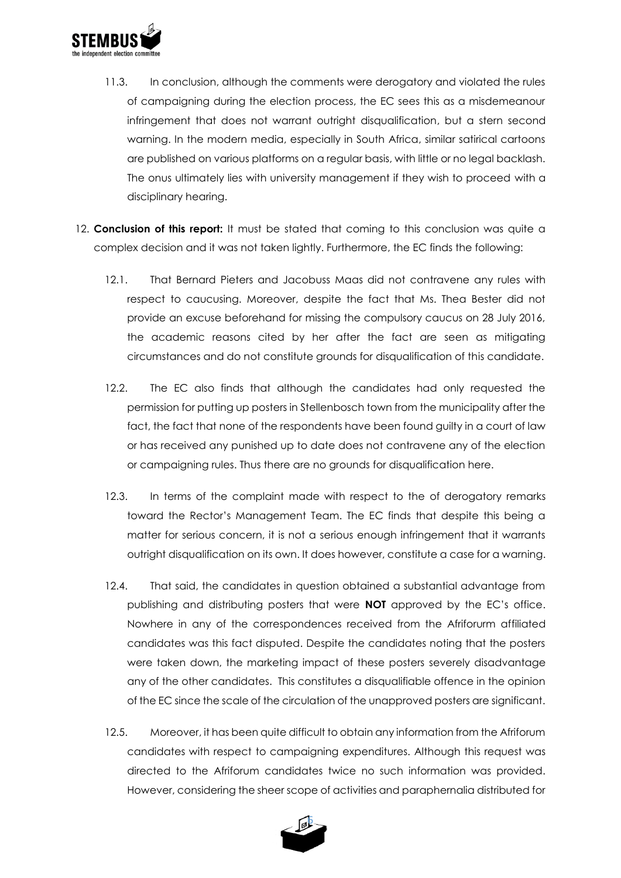11.3. In conclusion, although the comments were derogatory and violated the rules of campaigning during the election process, the EC sees this as a misdemeanour infringement that does not warrant outright disqualification, but a stern second warning. In the modern media, especially in South Africa, similar satirical cartoons are published on various platforms on a regular basis, with little or no legal backlash. The onus ultimately lies with university management if they wish to proceed with a disciplinary hearing.

12. **Conclusion of this report:** It must be stated that coming to this conclusion was quite a complex decision and it was not taken lightly. Furthermore, the EC finds the following:

12.1. That Bernard Pieters and Jacobuss Maas did not contravene any rules with respect to caucusing. Moreover, despite the fact that Ms. Thea Bester did not provide an excuse beforehand for missing the compulsory caucus on 28 July 2016, the academic reasons cited by her after the fact are seen as mitigating circumstances and do not constitute grounds for disqualification of this candidate.

12.2. The EC also finds that although the candidates had only requested the permission for putting up posters in Stellenbosch town from the municipality after the fact, the fact that none of the respondents have been found guilty in a court of law or has received any punished up to date does not contravene any of the election or campaigning rules. Thus there are no grounds for disqualification here.

12.3. In terms of the complaint made with respect to the of derogatory remarks toward the Rector's Management Team. The EC finds that despite this being a matter for serious concern, it is not a serious enough infringement that it warrants outright disqualification on its own. It does however, constitute a case for a warning.

12.4. That said, the candidates in question obtained a substantial advantage from publishing and distributing posters that were **NOT** approved by the EC's office. Nowhere in any of the correspondences received from the Afriforurm affiliated candidates was this fact disputed. Despite the candidates noting that the posters were taken down, the marketing impact of these posters severely disadvantage any of the other candidates. This constitutes a disqualifiable offence in the opinion of the EC since the scale of the circulation of the unapproved posters are significant.

12.5. Moreover, it has been quite difficult to obtain any information from the Afriforum candidates with respect to campaigning expenditures. Although this request was directed to the Afriforum candidates twice no such information was provided. However, considering the sheer scope of activities and paraphernalia distributed for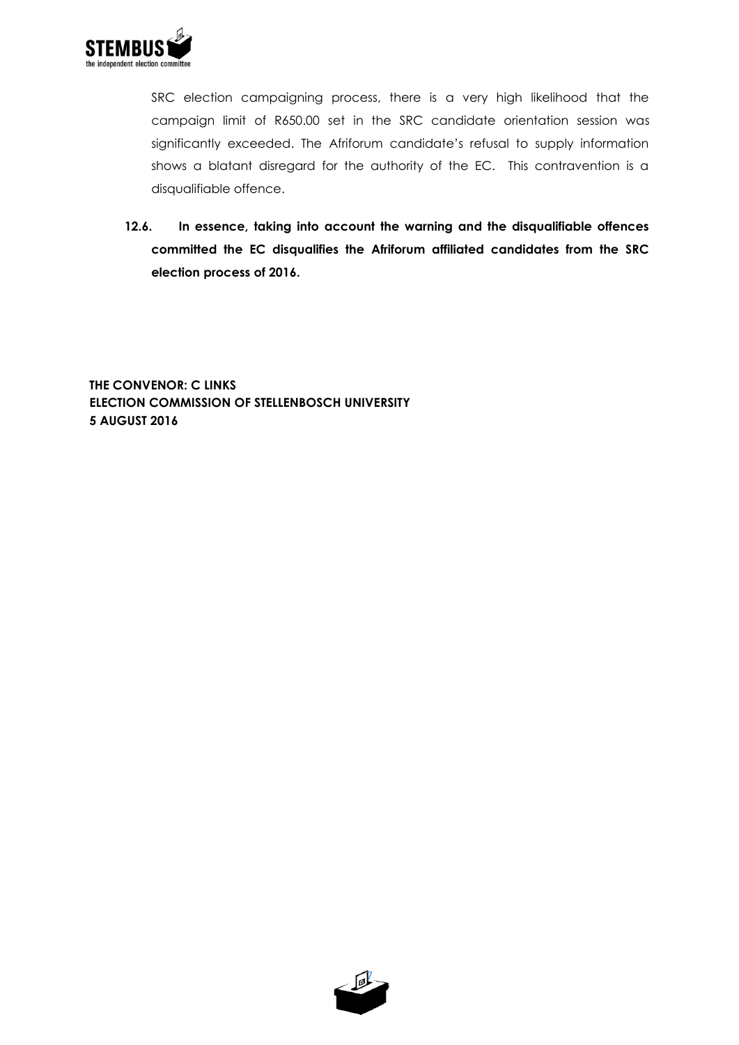SRC election campaigning process, there is a very high likelihood that the campaign limit of R650.00 set in the SRC candidate orientation session was significantly exceeded. The Afriforum candidate's refusal to supply information shows a blatant disregard for the authority of the EC. This contravention is a disqualifiable offence.

**12.6. In essence, taking into account the warning and the disqualifiable offences committed the EC disqualifies the Afriforum affiliated candidates from the SRC election process of 2016.**

**THE CONVENOR: C LINKS**
**ELECTION COMMISSION OF STELLENBOSCH UNIVERSITY**
**5 AUGUST 2016**